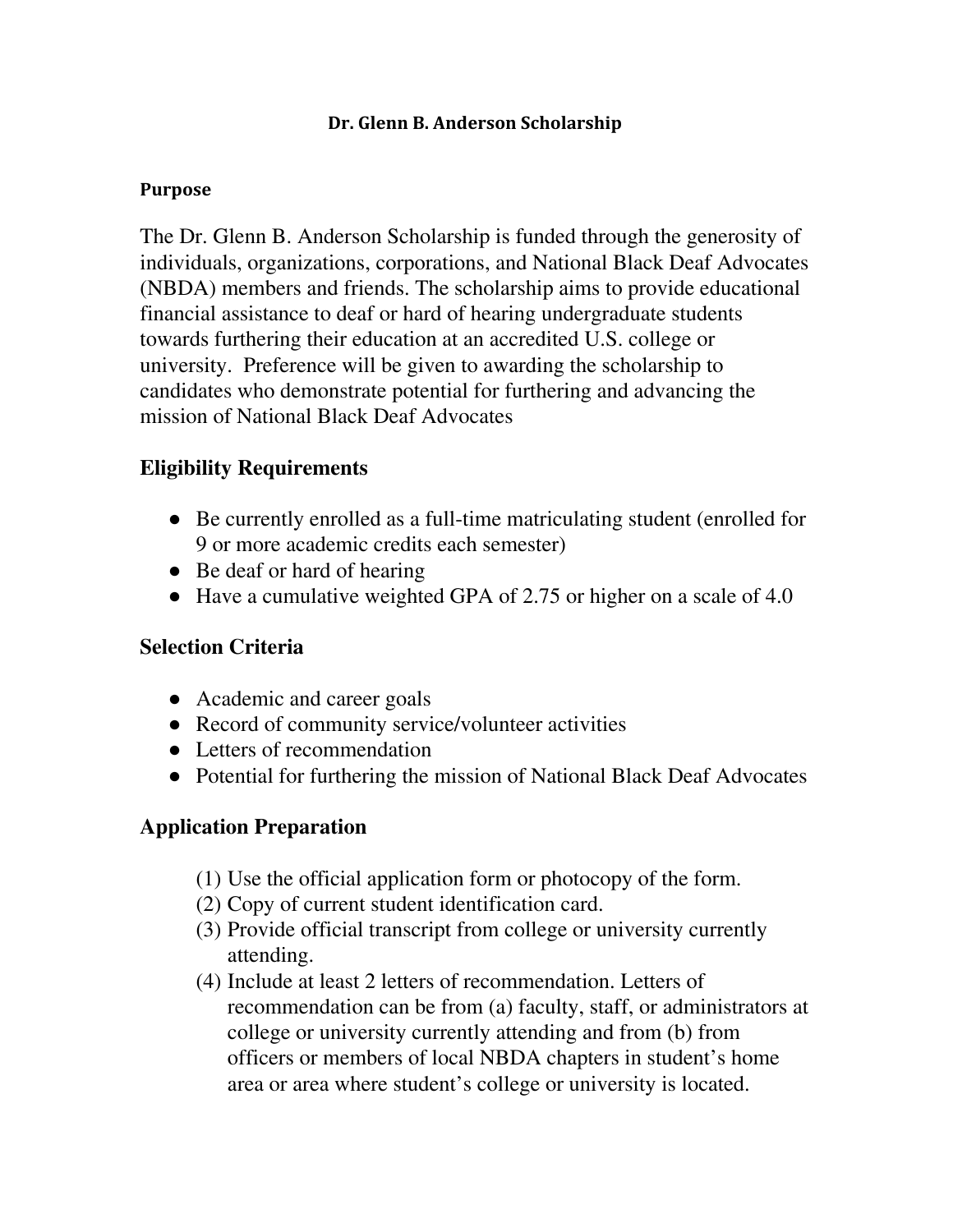# Dr. Glenn B. Anderson Scholarship

### Purpose

The Dr. Glenn B. Anderson Scholarship is funded through the generosity of individuals, organizations, corporations, and National Black Deaf Advocates (NBDA) members and friends. The scholarship aims to provide educational financial assistance to deaf or hard of hearing undergraduate students towards furthering their education at an accredited U.S. college or university. Preference will be given to awarding the scholarship to candidates who demonstrate potential for furthering and advancing the mission of National Black Deaf Advocates

## Eligibility Requirements

- Be currently enrolled as a full-time matriculating student (enrolled for 9 or more academic credits each semester)
- Be deaf or hard of hearing
- Have a cumulative weighted GPA of 2.75 or higher on a scale of 4.0

## Selection Criteria

- Academic and career goals
- Record of community service/volunteer activities
- Letters of recommendation
- Potential for furthering the mission of National Black Deaf Advocates

## Application Preparation

(1) Use the official application form or photocopy of the form.
(2) Copy of current student identification card.
(3) Provide official transcript from college or university currently attending.
(4) Include at least 2 letters of recommendation. Letters of recommendation can be from (a) faculty, staff, or administrators at college or university currently attending and from (b) from officers or members of local NBDA chapters in student's home area or area where student's college or university is located.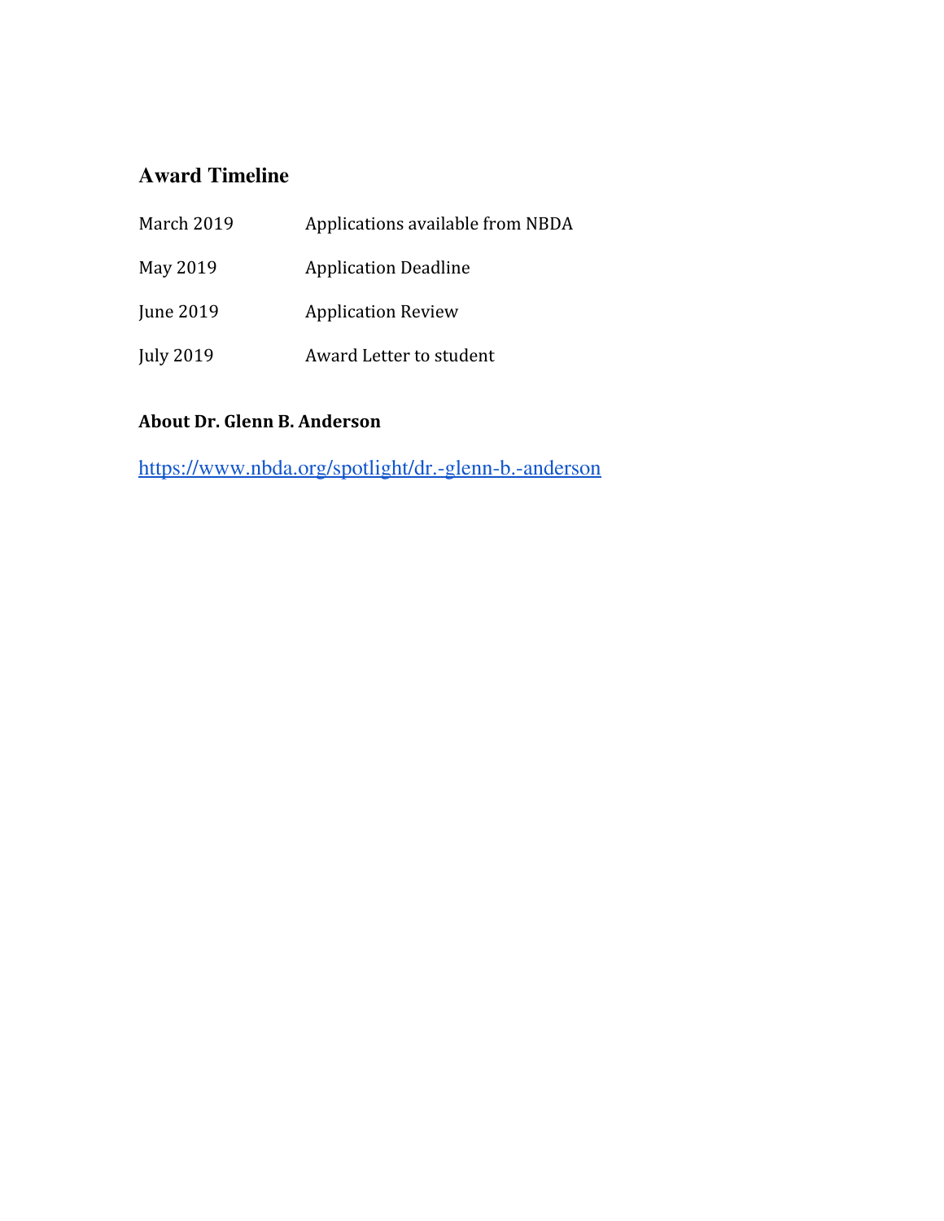## Award Timeline

| | |
|---|---|
| March 2019 | Applications available from NBDA |
| May 2019 | Application Deadline |
| June 2019 | Application Review |
| July 2019 | Award Letter to student |

**About Dr. Glenn B. Anderson**

https://www.nbda.org/spotlight/dr.-glenn-b.-anderson